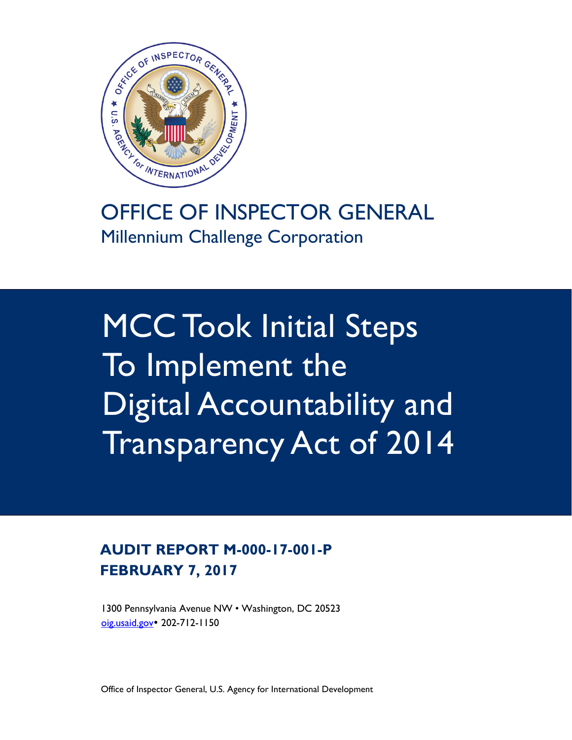# OFFICE OF INSPECTOR GENERAL

Millennium Challenge Corporation

# MCC Took Initial Steps To Implement the Digital Accountability and Transparency Act of 2014

**AUDIT REPORT M-000-17-001-P**
**FEBRUARY 7, 2017**

1300 Pennsylvania Avenue NW • Washington, DC 20523
oig.usaid.gov • 202-712-1150

Office of Inspector General, U.S. Agency for International Development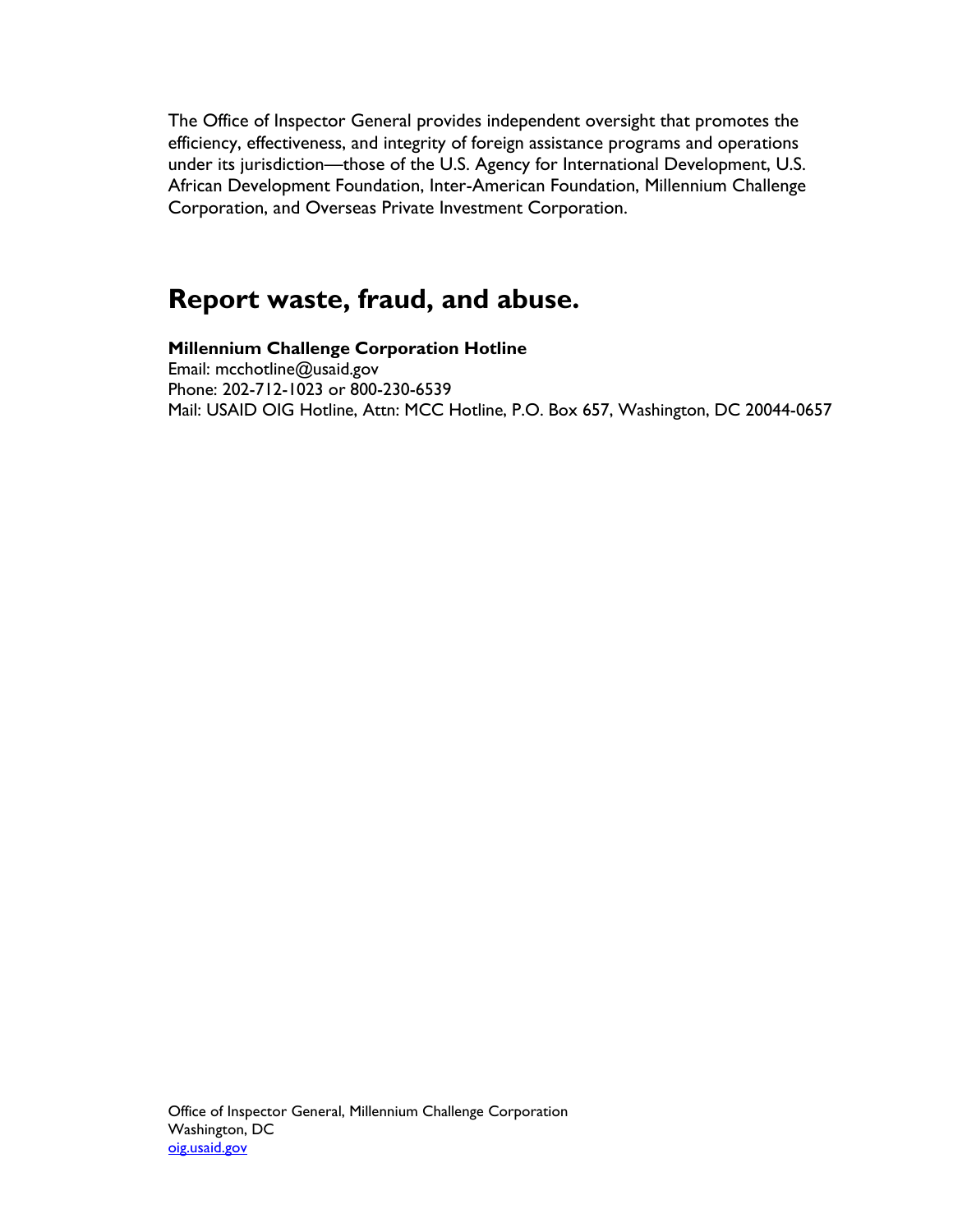The Office of Inspector General provides independent oversight that promotes the efficiency, effectiveness, and integrity of foreign assistance programs and operations under its jurisdiction—those of the U.S. Agency for International Development, U.S. African Development Foundation, Inter-American Foundation, Millennium Challenge Corporation, and Overseas Private Investment Corporation.

## Report waste, fraud, and abuse.

**Millennium Challenge Corporation Hotline**
Email: mcchotline@usaid.gov
Phone: 202-712-1023 or 800-230-6539
Mail: USAID OIG Hotline, Attn: MCC Hotline, P.O. Box 657, Washington, DC 20044-0657

Office of Inspector General, Millennium Challenge Corporation
Washington, DC
oig.usaid.gov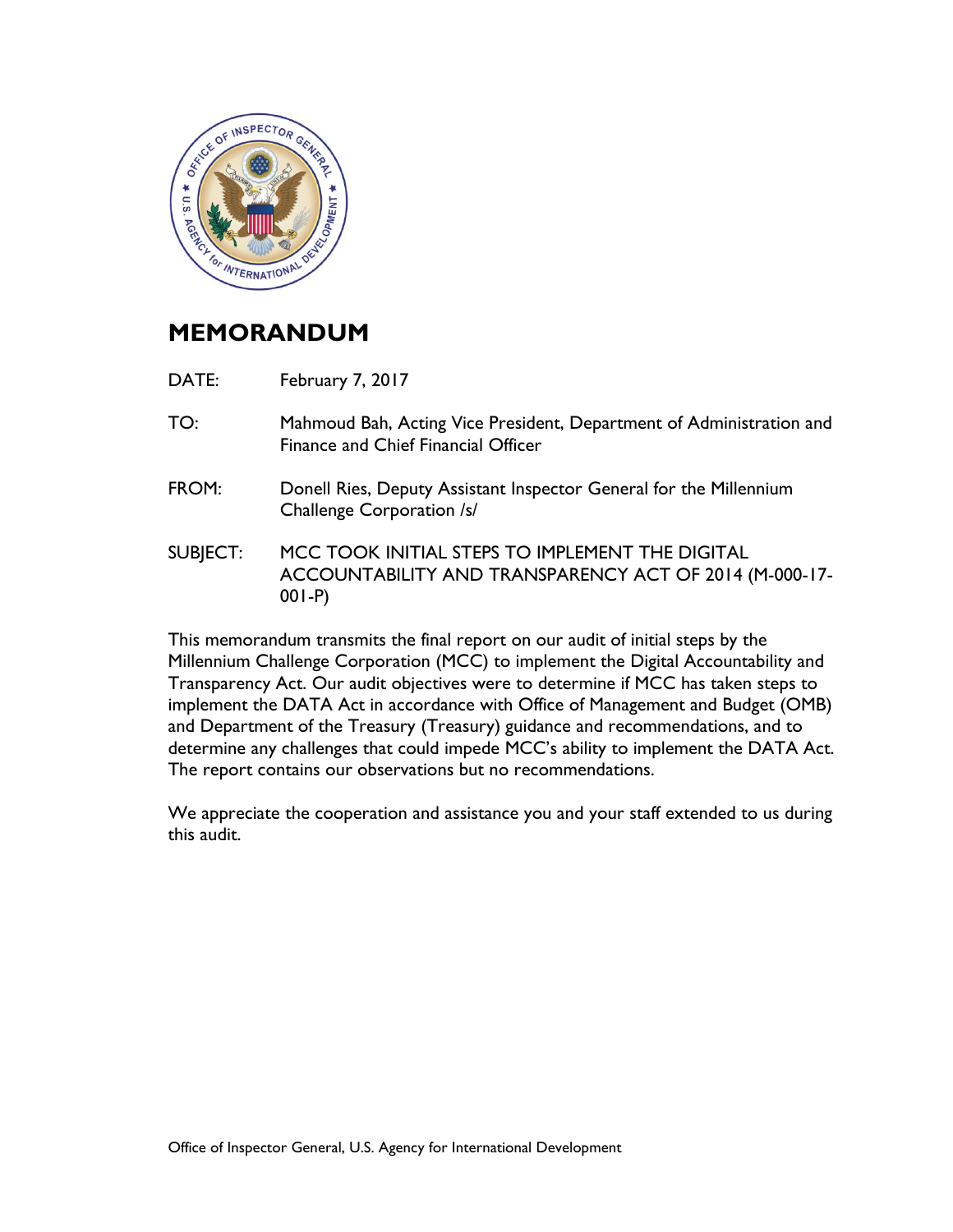# MEMORANDUM

DATE: February 7, 2017

TO: Mahmoud Bah, Acting Vice President, Department of Administration and Finance and Chief Financial Officer

FROM: Donell Ries, Deputy Assistant Inspector General for the Millennium Challenge Corporation /s/

SUBJECT: MCC TOOK INITIAL STEPS TO IMPLEMENT THE DIGITAL ACCOUNTABILITY AND TRANSPARENCY ACT OF 2014 (M-000-17-001-P)

This memorandum transmits the final report on our audit of initial steps by the Millennium Challenge Corporation (MCC) to implement the Digital Accountability and Transparency Act. Our audit objectives were to determine if MCC has taken steps to implement the DATA Act in accordance with Office of Management and Budget (OMB) and Department of the Treasury (Treasury) guidance and recommendations, and to determine any challenges that could impede MCC's ability to implement the DATA Act. The report contains our observations but no recommendations.

We appreciate the cooperation and assistance you and your staff extended to us during this audit.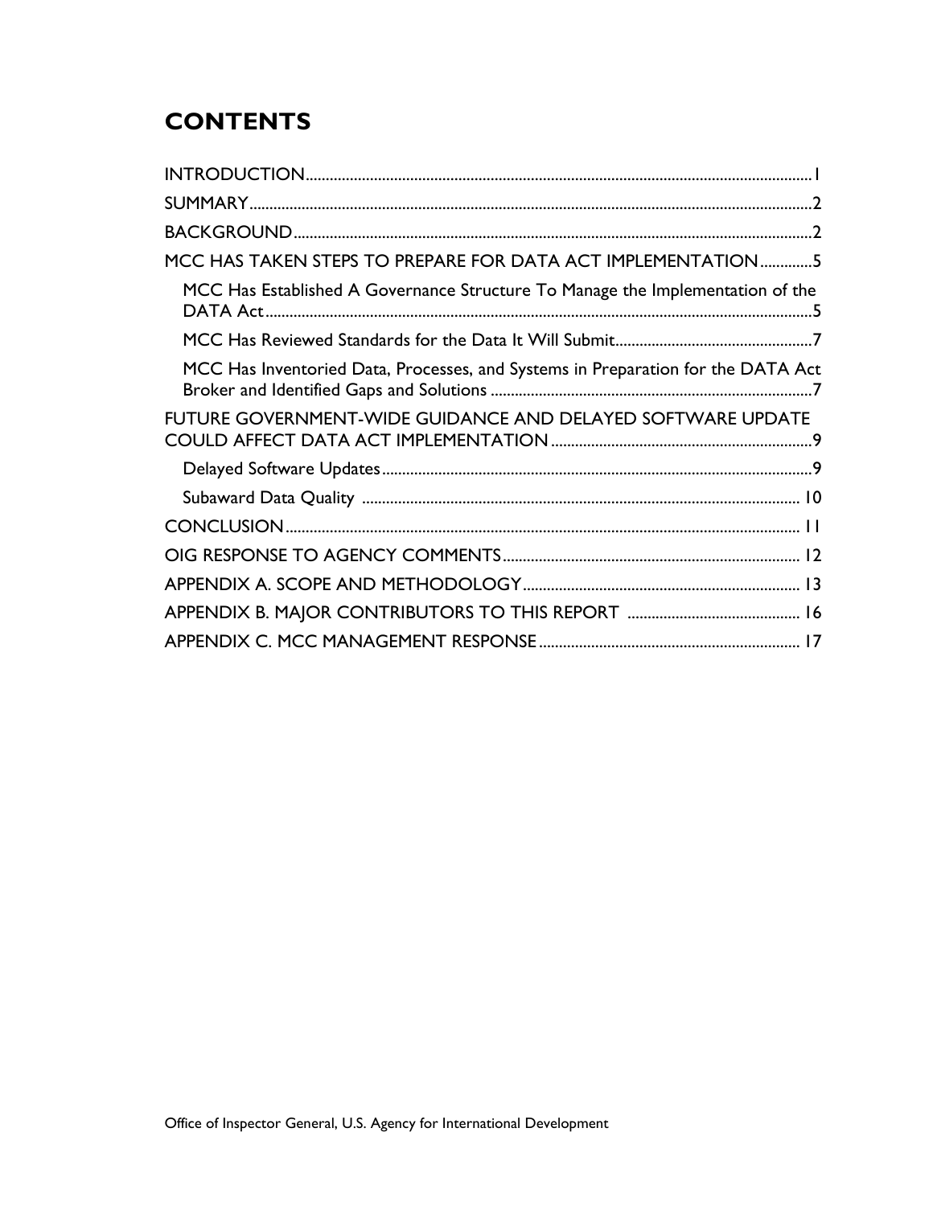# CONTENTS

INTRODUCTION....................................................................................................................1

SUMMARY..............................................................................................................................2

BACKGROUND.......................................................................................................................2

MCC HAS TAKEN STEPS TO PREPARE FOR DATA ACT IMPLEMENTATION.............5

- MCC Has Established A Governance Structure To Manage the Implementation of the DATA Act.......................................................................................................................5
- MCC Has Reviewed Standards for the Data It Will Submit.................................................7
- MCC Has Inventoried Data, Processes, and Systems in Preparation for the DATA Act Broker and Identified Gaps and Solutions ...............................................................7

FUTURE GOVERNMENT-WIDE GUIDANCE AND DELAYED SOFTWARE UPDATE COULD AFFECT DATA ACT IMPLEMENTATION.................................................................9

- Delayed Software Updates.............................................................................................9
- Subaward Data Quality ............................................................................................... 10

CONCLUSION....................................................................................................................... 11

OIG RESPONSE TO AGENCY COMMENTS.......................................................................... 12

APPENDIX A. SCOPE AND METHODOLOGY..................................................................... 13

APPENDIX B. MAJOR CONTRIBUTORS TO THIS REPORT ........................................... 16

APPENDIX C. MCC MANAGEMENT RESPONSE................................................................ 17

Office of Inspector General, U.S. Agency for International Development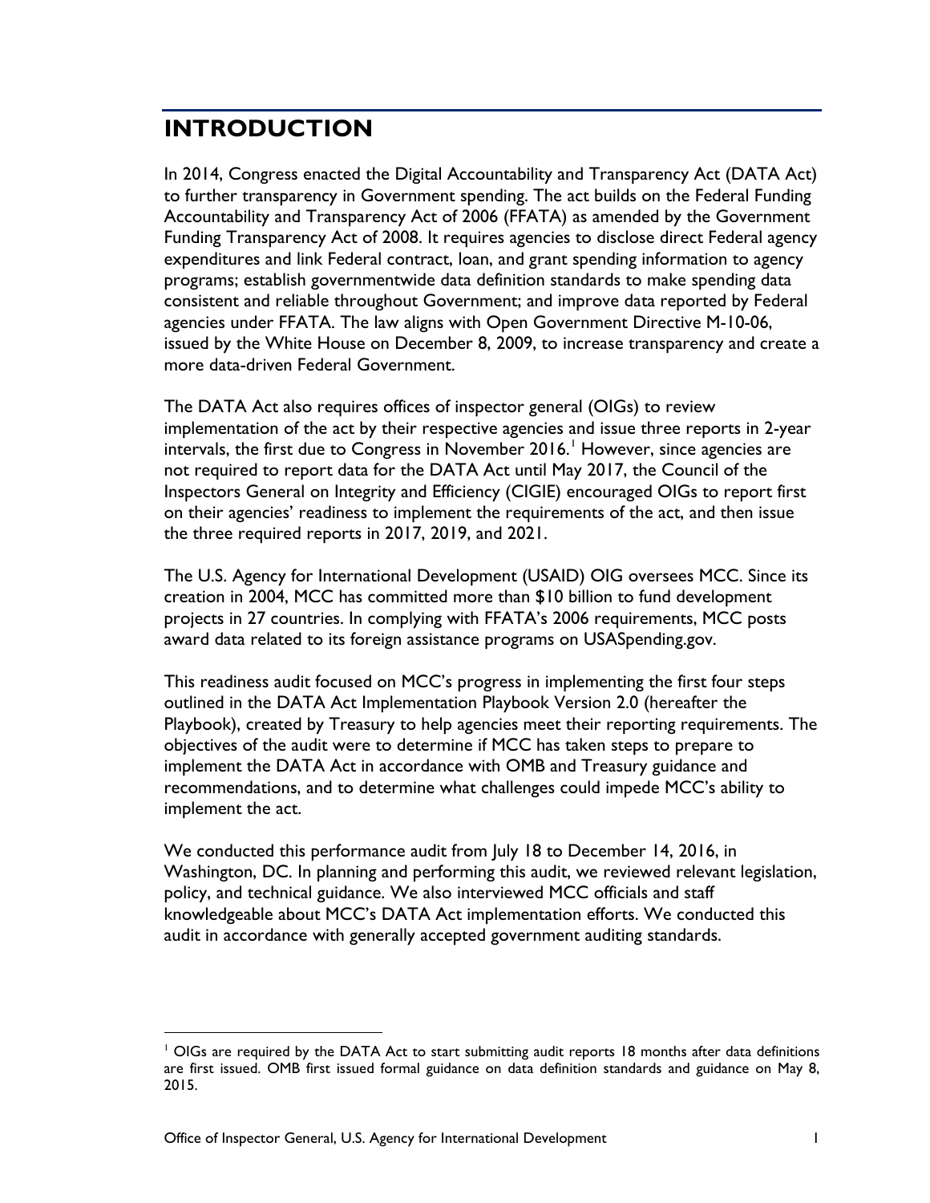# INTRODUCTION

In 2014, Congress enacted the Digital Accountability and Transparency Act (DATA Act) to further transparency in Government spending. The act builds on the Federal Funding Accountability and Transparency Act of 2006 (FFATA) as amended by the Government Funding Transparency Act of 2008. It requires agencies to disclose direct Federal agency expenditures and link Federal contract, loan, and grant spending information to agency programs; establish governmentwide data definition standards to make spending data consistent and reliable throughout Government; and improve data reported by Federal agencies under FFATA. The law aligns with Open Government Directive M-10-06, issued by the White House on December 8, 2009, to increase transparency and create a more data-driven Federal Government.

The DATA Act also requires offices of inspector general (OIGs) to review implementation of the act by their respective agencies and issue three reports in 2-year intervals, the first due to Congress in November 2016.[1] However, since agencies are not required to report data for the DATA Act until May 2017, the Council of the Inspectors General on Integrity and Efficiency (CIGIE) encouraged OIGs to report first on their agencies' readiness to implement the requirements of the act, and then issue the three required reports in 2017, 2019, and 2021.

The U.S. Agency for International Development (USAID) OIG oversees MCC. Since its creation in 2004, MCC has committed more than $10 billion to fund development projects in 27 countries. In complying with FFATA's 2006 requirements, MCC posts award data related to its foreign assistance programs on USASpending.gov.

This readiness audit focused on MCC's progress in implementing the first four steps outlined in the DATA Act Implementation Playbook Version 2.0 (hereafter the Playbook), created by Treasury to help agencies meet their reporting requirements. The objectives of the audit were to determine if MCC has taken steps to prepare to implement the DATA Act in accordance with OMB and Treasury guidance and recommendations, and to determine what challenges could impede MCC's ability to implement the act.

We conducted this performance audit from July 18 to December 14, 2016, in Washington, DC. In planning and performing this audit, we reviewed relevant legislation, policy, and technical guidance. We also interviewed MCC officials and staff knowledgeable about MCC's DATA Act implementation efforts. We conducted this audit in accordance with generally accepted government auditing standards.

---

[1] OIGs are required by the DATA Act to start submitting audit reports 18 months after data definitions are first issued. OMB first issued formal guidance on data definition standards and guidance on May 8, 2015.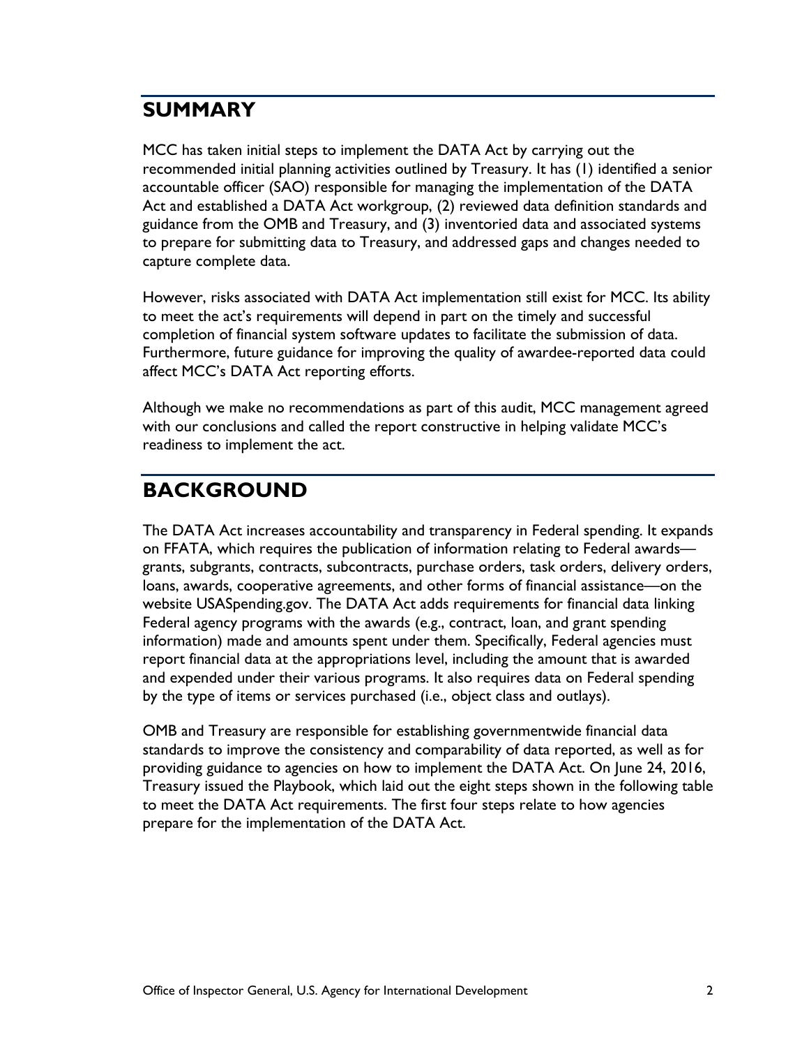## SUMMARY

MCC has taken initial steps to implement the DATA Act by carrying out the recommended initial planning activities outlined by Treasury. It has (1) identified a senior accountable officer (SAO) responsible for managing the implementation of the DATA Act and established a DATA Act workgroup, (2) reviewed data definition standards and guidance from the OMB and Treasury, and (3) inventoried data and associated systems to prepare for submitting data to Treasury, and addressed gaps and changes needed to capture complete data.

However, risks associated with DATA Act implementation still exist for MCC. Its ability to meet the act's requirements will depend in part on the timely and successful completion of financial system software updates to facilitate the submission of data. Furthermore, future guidance for improving the quality of awardee-reported data could affect MCC's DATA Act reporting efforts.

Although we make no recommendations as part of this audit, MCC management agreed with our conclusions and called the report constructive in helping validate MCC's readiness to implement the act.

## BACKGROUND

The DATA Act increases accountability and transparency in Federal spending. It expands on FFATA, which requires the publication of information relating to Federal awards—grants, subgrants, contracts, subcontracts, purchase orders, task orders, delivery orders, loans, awards, cooperative agreements, and other forms of financial assistance—on the website USASpending.gov. The DATA Act adds requirements for financial data linking Federal agency programs with the awards (e.g., contract, loan, and grant spending information) made and amounts spent under them. Specifically, Federal agencies must report financial data at the appropriations level, including the amount that is awarded and expended under their various programs. It also requires data on Federal spending by the type of items or services purchased (i.e., object class and outlays).

OMB and Treasury are responsible for establishing governmentwide financial data standards to improve the consistency and comparability of data reported, as well as for providing guidance to agencies on how to implement the DATA Act. On June 24, 2016, Treasury issued the Playbook, which laid out the eight steps shown in the following table to meet the DATA Act requirements. The first four steps relate to how agencies prepare for the implementation of the DATA Act.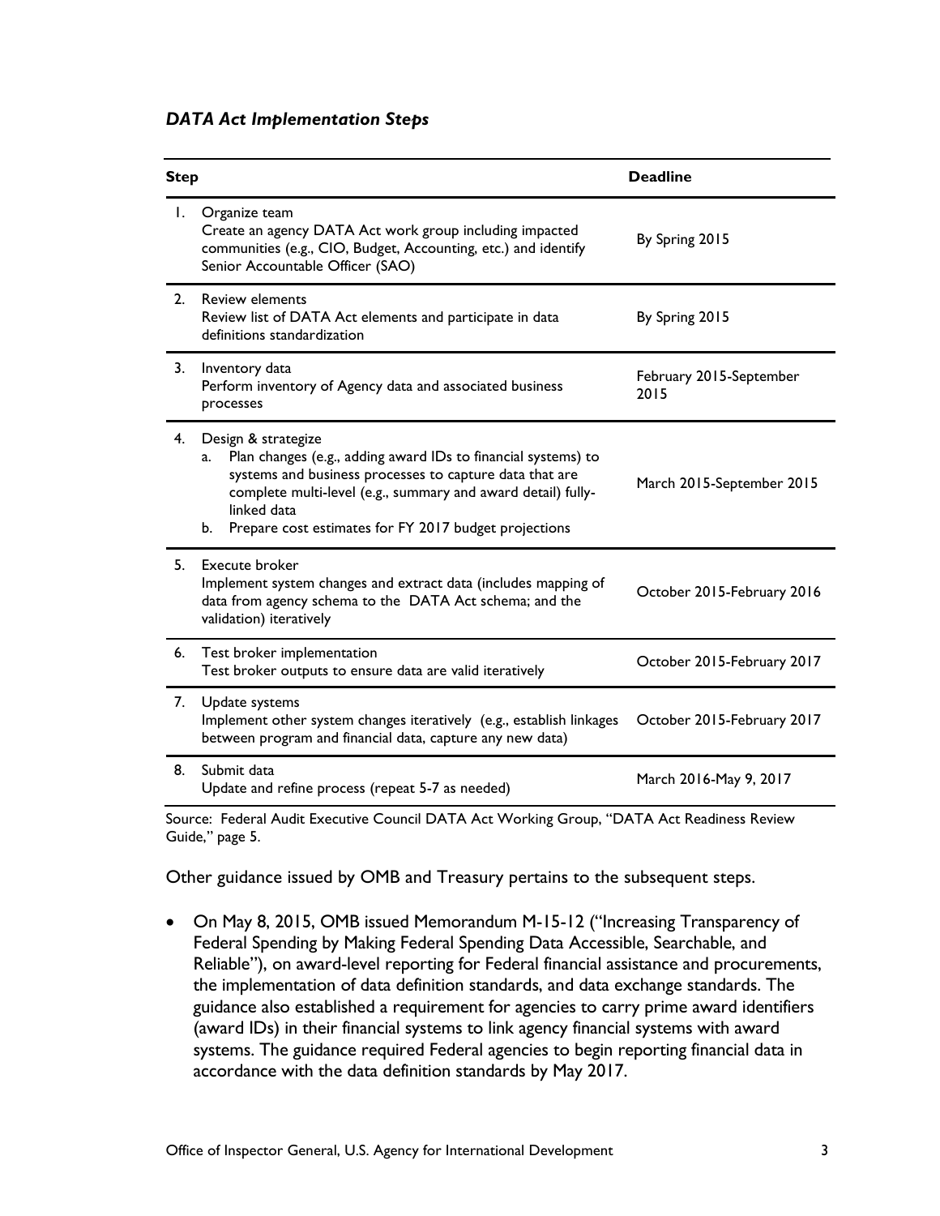***DATA Act Implementation Steps***

| Step | Deadline |
| --- | --- |
| 1. Organize team<br>Create an agency DATA Act work group including impacted communities (e.g., CIO, Budget, Accounting, etc.) and identify Senior Accountable Officer (SAO) | By Spring 2015 |
| 2. Review elements<br>Review list of DATA Act elements and participate in data definitions standardization | By Spring 2015 |
| 3. Inventory data<br>Perform inventory of Agency data and associated business processes | February 2015-September 2015 |
| 4. Design & strategize<br>a. Plan changes (e.g., adding award IDs to financial systems) to systems and business processes to capture data that are complete multi-level (e.g., summary and award detail) fully-linked data<br>b. Prepare cost estimates for FY 2017 budget projections | March 2015-September 2015 |
| 5. Execute broker<br>Implement system changes and extract data (includes mapping of data from agency schema to the DATA Act schema; and the validation) iteratively | October 2015-February 2016 |
| 6. Test broker implementation<br>Test broker outputs to ensure data are valid iteratively | October 2015-February 2017 |
| 7. Update systems<br>Implement other system changes iteratively (e.g., establish linkages between program and financial data, capture any new data) | October 2015-February 2017 |
| 8. Submit data<br>Update and refine process (repeat 5-7 as needed) | March 2016-May 9, 2017 |

Source: Federal Audit Executive Council DATA Act Working Group, "DATA Act Readiness Review Guide," page 5.

Other guidance issued by OMB and Treasury pertains to the subsequent steps.

- On May 8, 2015, OMB issued Memorandum M-15-12 ("Increasing Transparency of Federal Spending by Making Federal Spending Data Accessible, Searchable, and Reliable"), on award-level reporting for Federal financial assistance and procurements, the implementation of data definition standards, and data exchange standards. The guidance also established a requirement for agencies to carry prime award identifiers (award IDs) in their financial systems to link agency financial systems with award systems. The guidance required Federal agencies to begin reporting financial data in accordance with the data definition standards by May 2017.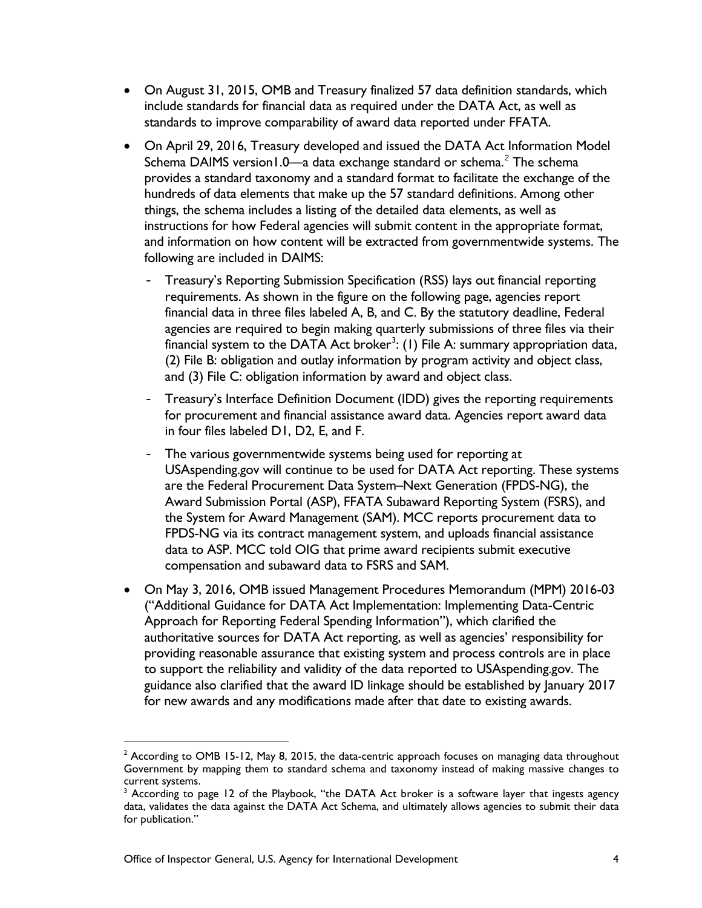- On August 31, 2015, OMB and Treasury finalized 57 data definition standards, which include standards for financial data as required under the DATA Act, as well as standards to improve comparability of award data reported under FFATA.
- On April 29, 2016, Treasury developed and issued the DATA Act Information Model Schema DAIMS version1.0—a data exchange standard or schema.[2] The schema provides a standard taxonomy and a standard format to facilitate the exchange of the hundreds of data elements that make up the 57 standard definitions. Among other things, the schema includes a listing of the detailed data elements, as well as instructions for how Federal agencies will submit content in the appropriate format, and information on how content will be extracted from governmentwide systems. The following are included in DAIMS:
  - Treasury's Reporting Submission Specification (RSS) lays out financial reporting requirements. As shown in the figure on the following page, agencies report financial data in three files labeled A, B, and C. By the statutory deadline, Federal agencies are required to begin making quarterly submissions of three files via their financial system to the DATA Act broker[3]: (1) File A: summary appropriation data, (2) File B: obligation and outlay information by program activity and object class, and (3) File C: obligation information by award and object class.
  - Treasury's Interface Definition Document (IDD) gives the reporting requirements for procurement and financial assistance award data. Agencies report award data in four files labeled D1, D2, E, and F.
  - The various governmentwide systems being used for reporting at USAspending.gov will continue to be used for DATA Act reporting. These systems are the Federal Procurement Data System–Next Generation (FPDS-NG), the Award Submission Portal (ASP), FFATA Subaward Reporting System (FSRS), and the System for Award Management (SAM). MCC reports procurement data to FPDS-NG via its contract management system, and uploads financial assistance data to ASP. MCC told OIG that prime award recipients submit executive compensation and subaward data to FSRS and SAM.
- On May 3, 2016, OMB issued Management Procedures Memorandum (MPM) 2016-03 ("Additional Guidance for DATA Act Implementation: Implementing Data-Centric Approach for Reporting Federal Spending Information"), which clarified the authoritative sources for DATA Act reporting, as well as agencies' responsibility for providing reasonable assurance that existing system and process controls are in place to support the reliability and validity of the data reported to USAspending.gov. The guidance also clarified that the award ID linkage should be established by January 2017 for new awards and any modifications made after that date to existing awards.

---

[2] According to OMB 15-12, May 8, 2015, the data-centric approach focuses on managing data throughout Government by mapping them to standard schema and taxonomy instead of making massive changes to current systems.

[3] According to page 12 of the Playbook, "the DATA Act broker is a software layer that ingests agency data, validates the data against the DATA Act Schema, and ultimately allows agencies to submit their data for publication."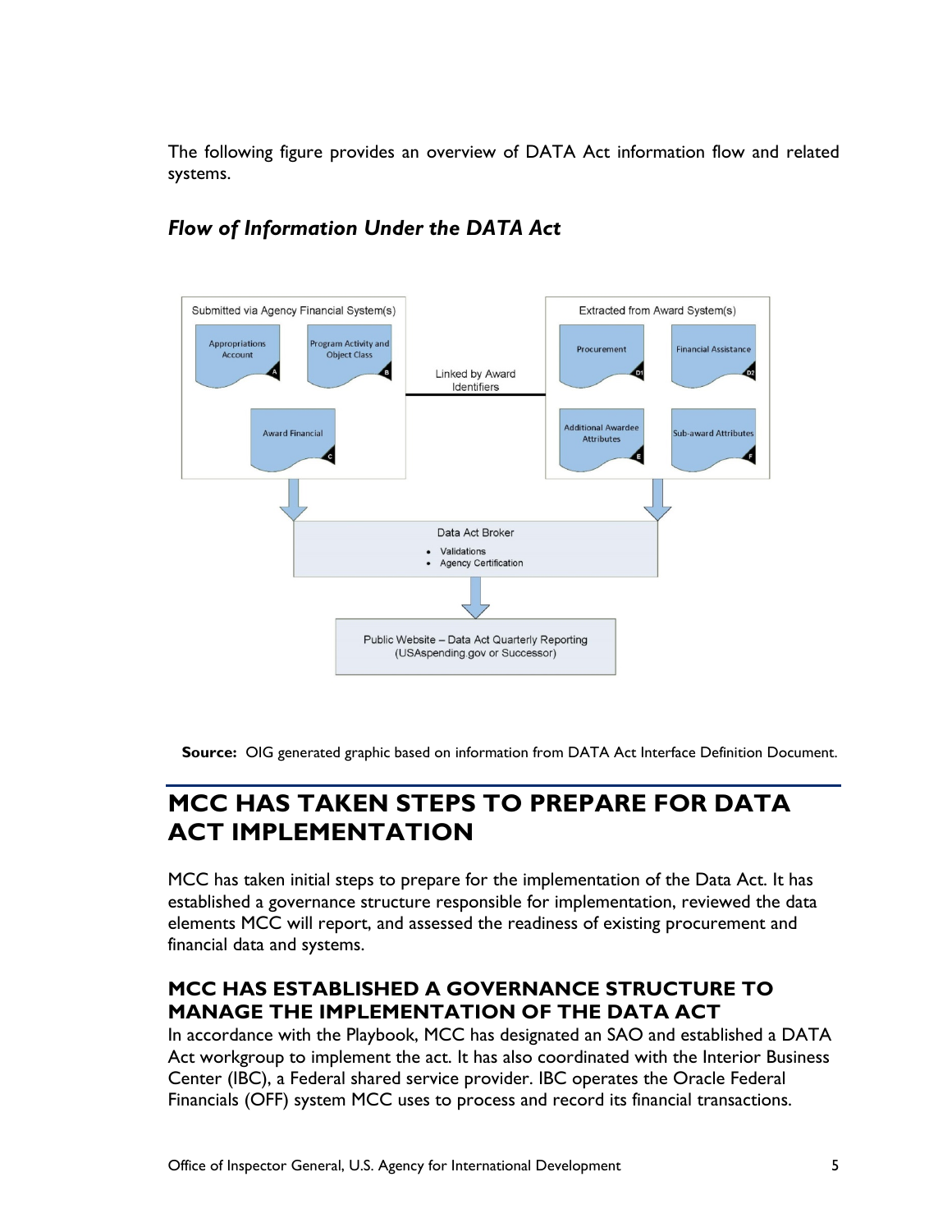The following figure provides an overview of DATA Act information flow and related systems.

### *Flow of Information Under the DATA Act*

Submitted via Agency Financial System(s)

- Appropriations Account (A)
- Program Activity and Object Class (B)
- Award Financial (C)

Linked by Award Identifiers

Extracted from Award System(s)

- Procurement (D1)
- Financial Assistance (D2)
- Additional Awardee Attributes (E)
- Sub-award Attributes (F)

Data Act Broker

- Validations
- Agency Certification

Public Website – Data Act Quarterly Reporting (USAspending.gov or Successor)

**Source:** OIG generated graphic based on information from DATA Act Interface Definition Document.

## MCC HAS TAKEN STEPS TO PREPARE FOR DATA ACT IMPLEMENTATION

MCC has taken initial steps to prepare for the implementation of the Data Act. It has established a governance structure responsible for implementation, reviewed the data elements MCC will report, and assessed the readiness of existing procurement and financial data and systems.

### MCC HAS ESTABLISHED A GOVERNANCE STRUCTURE TO MANAGE THE IMPLEMENTATION OF THE DATA ACT

In accordance with the Playbook, MCC has designated an SAO and established a DATA Act workgroup to implement the act. It has also coordinated with the Interior Business Center (IBC), a Federal shared service provider. IBC operates the Oracle Federal Financials (OFF) system MCC uses to process and record its financial transactions.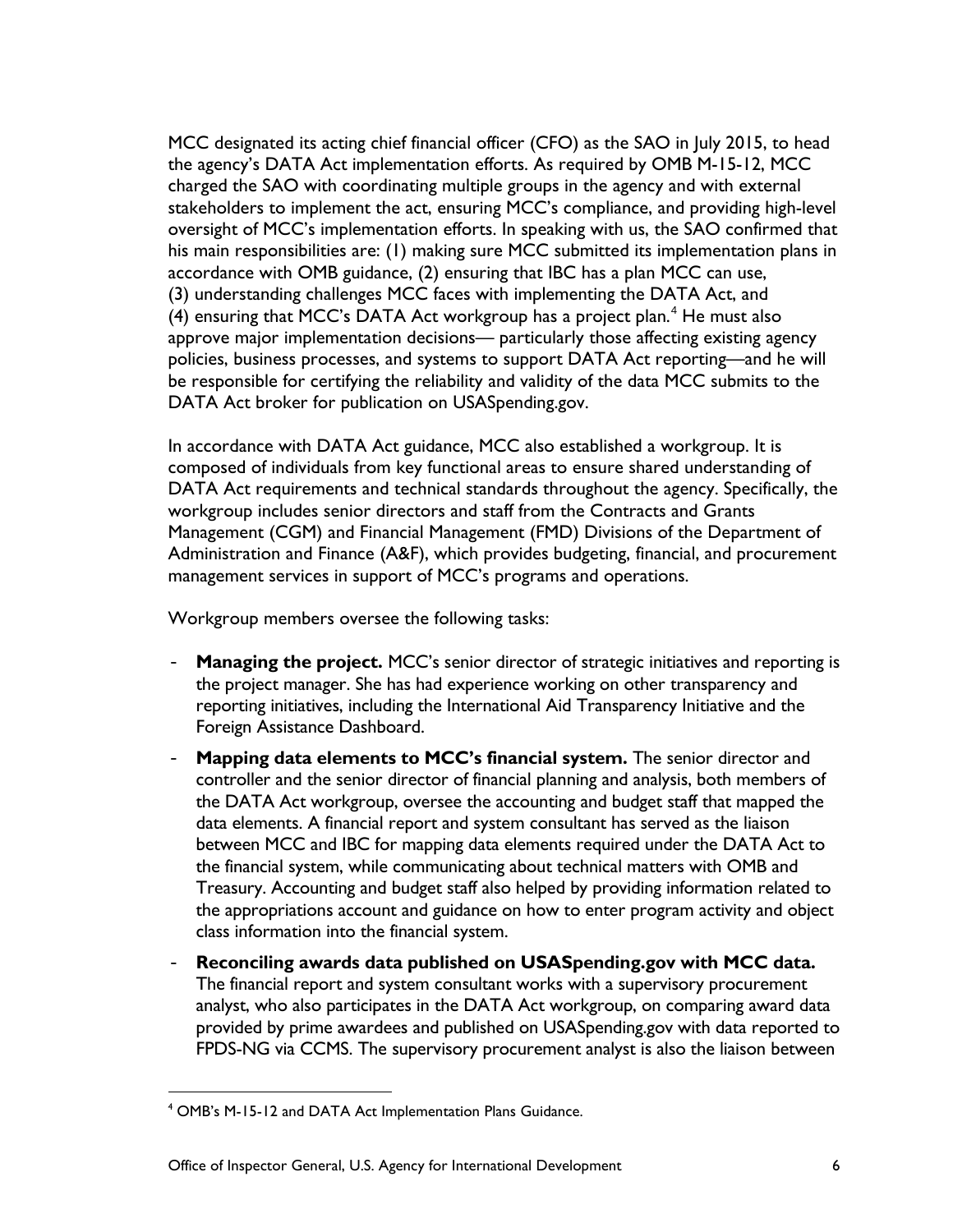MCC designated its acting chief financial officer (CFO) as the SAO in July 2015, to head the agency's DATA Act implementation efforts. As required by OMB M-15-12, MCC charged the SAO with coordinating multiple groups in the agency and with external stakeholders to implement the act, ensuring MCC's compliance, and providing high-level oversight of MCC's implementation efforts. In speaking with us, the SAO confirmed that his main responsibilities are: (1) making sure MCC submitted its implementation plans in accordance with OMB guidance, (2) ensuring that IBC has a plan MCC can use, (3) understanding challenges MCC faces with implementing the DATA Act, and (4) ensuring that MCC's DATA Act workgroup has a project plan.[4] He must also approve major implementation decisions— particularly those affecting existing agency policies, business processes, and systems to support DATA Act reporting—and he will be responsible for certifying the reliability and validity of the data MCC submits to the DATA Act broker for publication on USASpending.gov.

In accordance with DATA Act guidance, MCC also established a workgroup. It is composed of individuals from key functional areas to ensure shared understanding of DATA Act requirements and technical standards throughout the agency. Specifically, the workgroup includes senior directors and staff from the Contracts and Grants Management (CGM) and Financial Management (FMD) Divisions of the Department of Administration and Finance (A&F), which provides budgeting, financial, and procurement management services in support of MCC's programs and operations.

Workgroup members oversee the following tasks:

- **Managing the project.** MCC's senior director of strategic initiatives and reporting is the project manager. She has had experience working on other transparency and reporting initiatives, including the International Aid Transparency Initiative and the Foreign Assistance Dashboard.
- **Mapping data elements to MCC's financial system.** The senior director and controller and the senior director of financial planning and analysis, both members of the DATA Act workgroup, oversee the accounting and budget staff that mapped the data elements. A financial report and system consultant has served as the liaison between MCC and IBC for mapping data elements required under the DATA Act to the financial system, while communicating about technical matters with OMB and Treasury. Accounting and budget staff also helped by providing information related to the appropriations account and guidance on how to enter program activity and object class information into the financial system.
- **Reconciling awards data published on USASpending.gov with MCC data.** The financial report and system consultant works with a supervisory procurement analyst, who also participates in the DATA Act workgroup, on comparing award data provided by prime awardees and published on USASpending.gov with data reported to FPDS-NG via CCMS. The supervisory procurement analyst is also the liaison between

[4] OMB's M-15-12 and DATA Act Implementation Plans Guidance.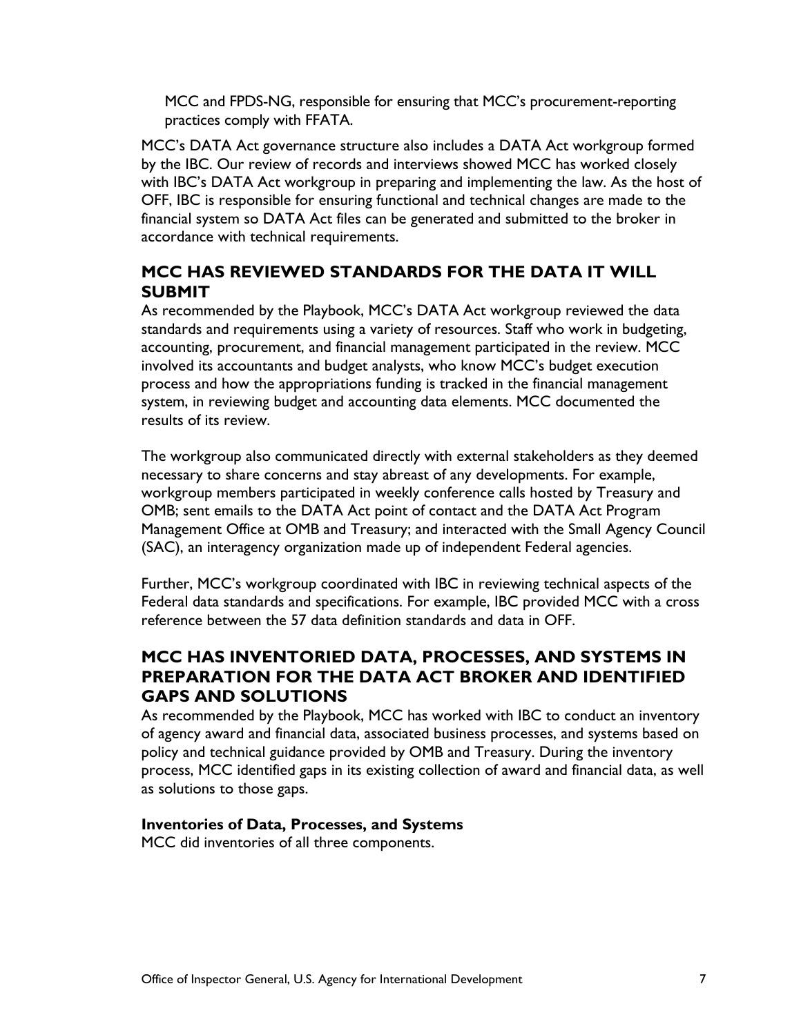MCC and FPDS-NG, responsible for ensuring that MCC's procurement-reporting practices comply with FFATA.

MCC's DATA Act governance structure also includes a DATA Act workgroup formed by the IBC. Our review of records and interviews showed MCC has worked closely with IBC's DATA Act workgroup in preparing and implementing the law. As the host of OFF, IBC is responsible for ensuring functional and technical changes are made to the financial system so DATA Act files can be generated and submitted to the broker in accordance with technical requirements.

## MCC HAS REVIEWED STANDARDS FOR THE DATA IT WILL SUBMIT

As recommended by the Playbook, MCC's DATA Act workgroup reviewed the data standards and requirements using a variety of resources. Staff who work in budgeting, accounting, procurement, and financial management participated in the review. MCC involved its accountants and budget analysts, who know MCC's budget execution process and how the appropriations funding is tracked in the financial management system, in reviewing budget and accounting data elements. MCC documented the results of its review.

The workgroup also communicated directly with external stakeholders as they deemed necessary to share concerns and stay abreast of any developments. For example, workgroup members participated in weekly conference calls hosted by Treasury and OMB; sent emails to the DATA Act point of contact and the DATA Act Program Management Office at OMB and Treasury; and interacted with the Small Agency Council (SAC), an interagency organization made up of independent Federal agencies.

Further, MCC's workgroup coordinated with IBC in reviewing technical aspects of the Federal data standards and specifications. For example, IBC provided MCC with a cross reference between the 57 data definition standards and data in OFF.

## MCC HAS INVENTORIED DATA, PROCESSES, AND SYSTEMS IN PREPARATION FOR THE DATA ACT BROKER AND IDENTIFIED GAPS AND SOLUTIONS

As recommended by the Playbook, MCC has worked with IBC to conduct an inventory of agency award and financial data, associated business processes, and systems based on policy and technical guidance provided by OMB and Treasury. During the inventory process, MCC identified gaps in its existing collection of award and financial data, as well as solutions to those gaps.

### Inventories of Data, Processes, and Systems

MCC did inventories of all three components.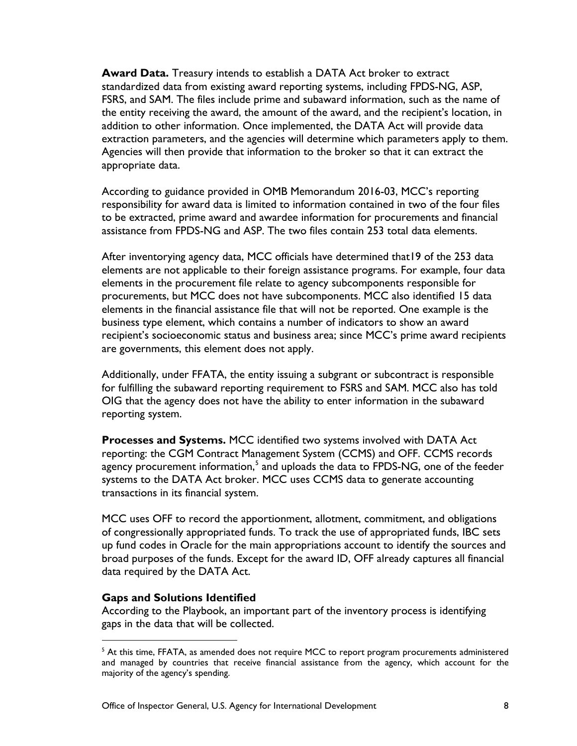**Award Data.** Treasury intends to establish a DATA Act broker to extract standardized data from existing award reporting systems, including FPDS-NG, ASP, FSRS, and SAM. The files include prime and subaward information, such as the name of the entity receiving the award, the amount of the award, and the recipient's location, in addition to other information. Once implemented, the DATA Act will provide data extraction parameters, and the agencies will determine which parameters apply to them. Agencies will then provide that information to the broker so that it can extract the appropriate data.

According to guidance provided in OMB Memorandum 2016-03, MCC's reporting responsibility for award data is limited to information contained in two of the four files to be extracted, prime award and awardee information for procurements and financial assistance from FPDS-NG and ASP. The two files contain 253 total data elements.

After inventorying agency data, MCC officials have determined that19 of the 253 data elements are not applicable to their foreign assistance programs. For example, four data elements in the procurement file relate to agency subcomponents responsible for procurements, but MCC does not have subcomponents. MCC also identified 15 data elements in the financial assistance file that will not be reported. One example is the business type element, which contains a number of indicators to show an award recipient's socioeconomic status and business area; since MCC's prime award recipients are governments, this element does not apply.

Additionally, under FFATA, the entity issuing a subgrant or subcontract is responsible for fulfilling the subaward reporting requirement to FSRS and SAM. MCC also has told OIG that the agency does not have the ability to enter information in the subaward reporting system.

**Processes and Systems.** MCC identified two systems involved with DATA Act reporting: the CGM Contract Management System (CCMS) and OFF. CCMS records agency procurement information,[5] and uploads the data to FPDS-NG, one of the feeder systems to the DATA Act broker. MCC uses CCMS data to generate accounting transactions in its financial system.

MCC uses OFF to record the apportionment, allotment, commitment, and obligations of congressionally appropriated funds. To track the use of appropriated funds, IBC sets up fund codes in Oracle for the main appropriations account to identify the sources and broad purposes of the funds. Except for the award ID, OFF already captures all financial data required by the DATA Act.

**Gaps and Solutions Identified**

According to the Playbook, an important part of the inventory process is identifying gaps in the data that will be collected.

[5] At this time, FFATA, as amended does not require MCC to report program procurements administered and managed by countries that receive financial assistance from the agency, which account for the majority of the agency's spending.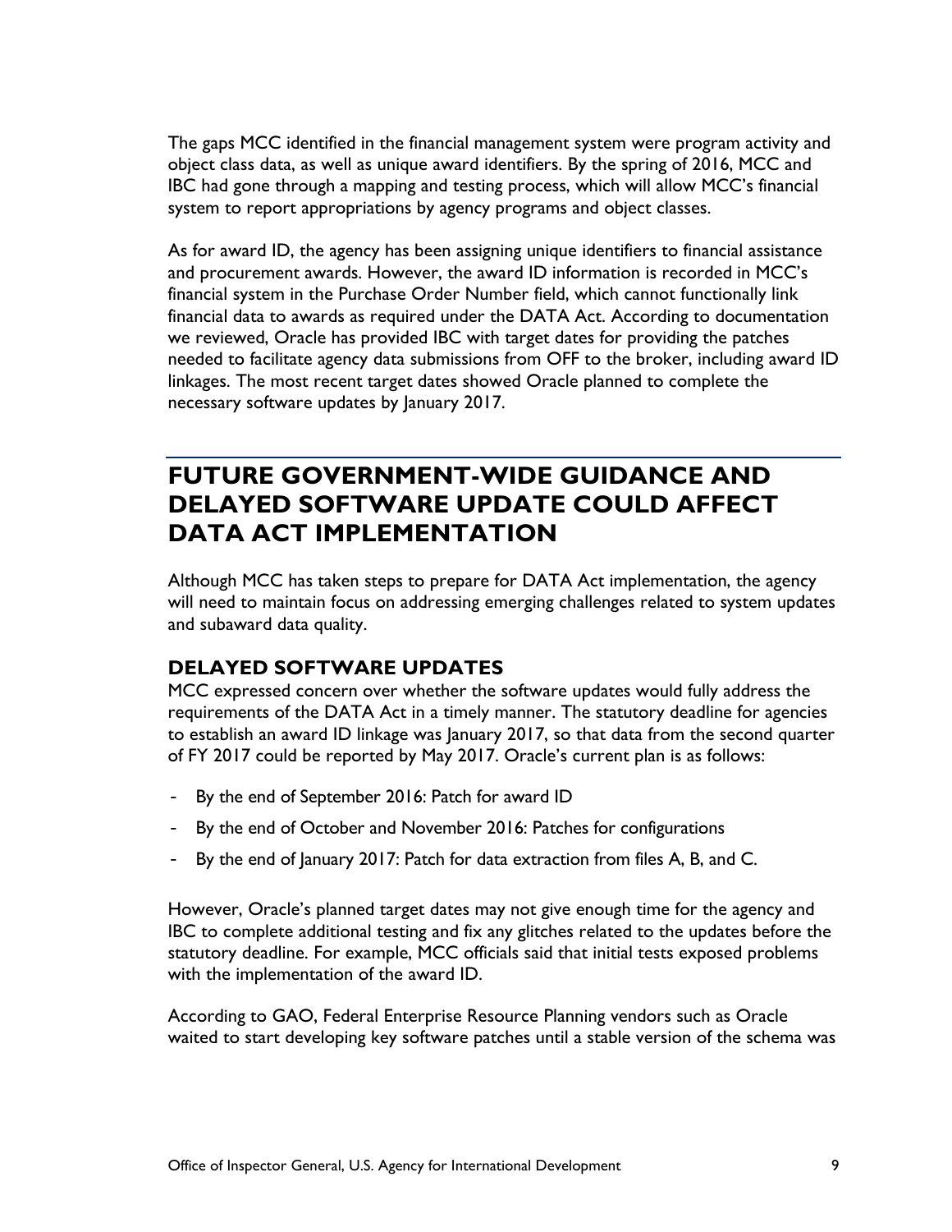The gaps MCC identified in the financial management system were program activity and object class data, as well as unique award identifiers. By the spring of 2016, MCC and IBC had gone through a mapping and testing process, which will allow MCC's financial system to report appropriations by agency programs and object classes.

As for award ID, the agency has been assigning unique identifiers to financial assistance and procurement awards. However, the award ID information is recorded in MCC's financial system in the Purchase Order Number field, which cannot functionally link financial data to awards as required under the DATA Act. According to documentation we reviewed, Oracle has provided IBC with target dates for providing the patches needed to facilitate agency data submissions from OFF to the broker, including award ID linkages. The most recent target dates showed Oracle planned to complete the necessary software updates by January 2017.

## FUTURE GOVERNMENT-WIDE GUIDANCE AND DELAYED SOFTWARE UPDATE COULD AFFECT DATA ACT IMPLEMENTATION

Although MCC has taken steps to prepare for DATA Act implementation, the agency will need to maintain focus on addressing emerging challenges related to system updates and subaward data quality.

### DELAYED SOFTWARE UPDATES

MCC expressed concern over whether the software updates would fully address the requirements of the DATA Act in a timely manner. The statutory deadline for agencies to establish an award ID linkage was January 2017, so that data from the second quarter of FY 2017 could be reported by May 2017. Oracle's current plan is as follows:

- By the end of September 2016: Patch for award ID
- By the end of October and November 2016: Patches for configurations
- By the end of January 2017: Patch for data extraction from files A, B, and C.

However, Oracle's planned target dates may not give enough time for the agency and IBC to complete additional testing and fix any glitches related to the updates before the statutory deadline. For example, MCC officials said that initial tests exposed problems with the implementation of the award ID.

According to GAO, Federal Enterprise Resource Planning vendors such as Oracle waited to start developing key software patches until a stable version of the schema was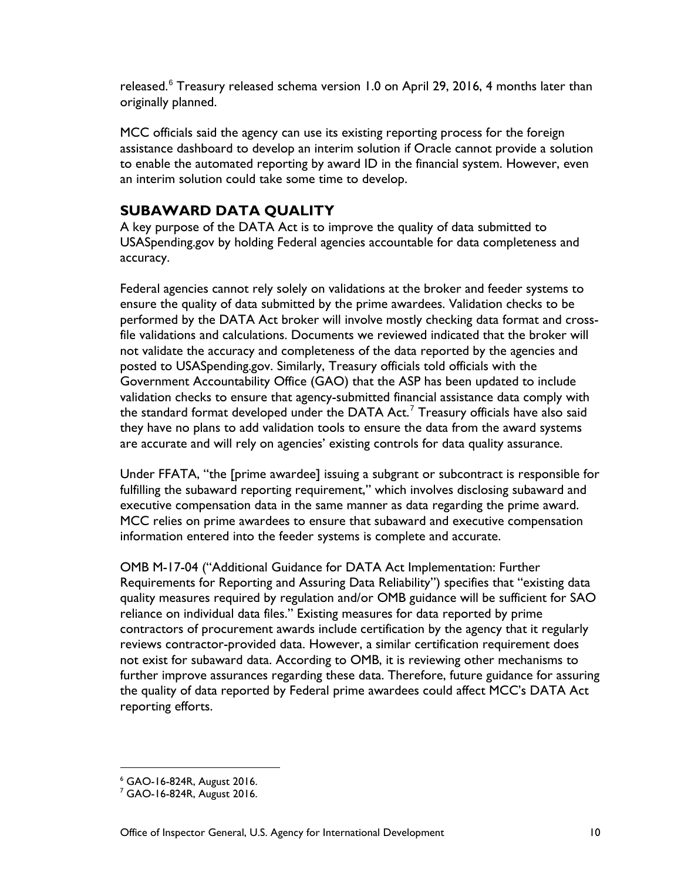released.[6] Treasury released schema version 1.0 on April 29, 2016, 4 months later than originally planned.

MCC officials said the agency can use its existing reporting process for the foreign assistance dashboard to develop an interim solution if Oracle cannot provide a solution to enable the automated reporting by award ID in the financial system. However, even an interim solution could take some time to develop.

## SUBAWARD DATA QUALITY

A key purpose of the DATA Act is to improve the quality of data submitted to USASpending.gov by holding Federal agencies accountable for data completeness and accuracy.

Federal agencies cannot rely solely on validations at the broker and feeder systems to ensure the quality of data submitted by the prime awardees. Validation checks to be performed by the DATA Act broker will involve mostly checking data format and cross-file validations and calculations. Documents we reviewed indicated that the broker will not validate the accuracy and completeness of the data reported by the agencies and posted to USASpending.gov. Similarly, Treasury officials told officials with the Government Accountability Office (GAO) that the ASP has been updated to include validation checks to ensure that agency-submitted financial assistance data comply with the standard format developed under the DATA Act.[7] Treasury officials have also said they have no plans to add validation tools to ensure the data from the award systems are accurate and will rely on agencies' existing controls for data quality assurance.

Under FFATA, "the [prime awardee] issuing a subgrant or subcontract is responsible for fulfilling the subaward reporting requirement," which involves disclosing subaward and executive compensation data in the same manner as data regarding the prime award. MCC relies on prime awardees to ensure that subaward and executive compensation information entered into the feeder systems is complete and accurate.

OMB M-17-04 ("Additional Guidance for DATA Act Implementation: Further Requirements for Reporting and Assuring Data Reliability") specifies that "existing data quality measures required by regulation and/or OMB guidance will be sufficient for SAO reliance on individual data files." Existing measures for data reported by prime contractors of procurement awards include certification by the agency that it regularly reviews contractor-provided data. However, a similar certification requirement does not exist for subaward data. According to OMB, it is reviewing other mechanisms to further improve assurances regarding these data. Therefore, future guidance for assuring the quality of data reported by Federal prime awardees could affect MCC's DATA Act reporting efforts.

[6] GAO-16-824R, August 2016.

[7] GAO-16-824R, August 2016.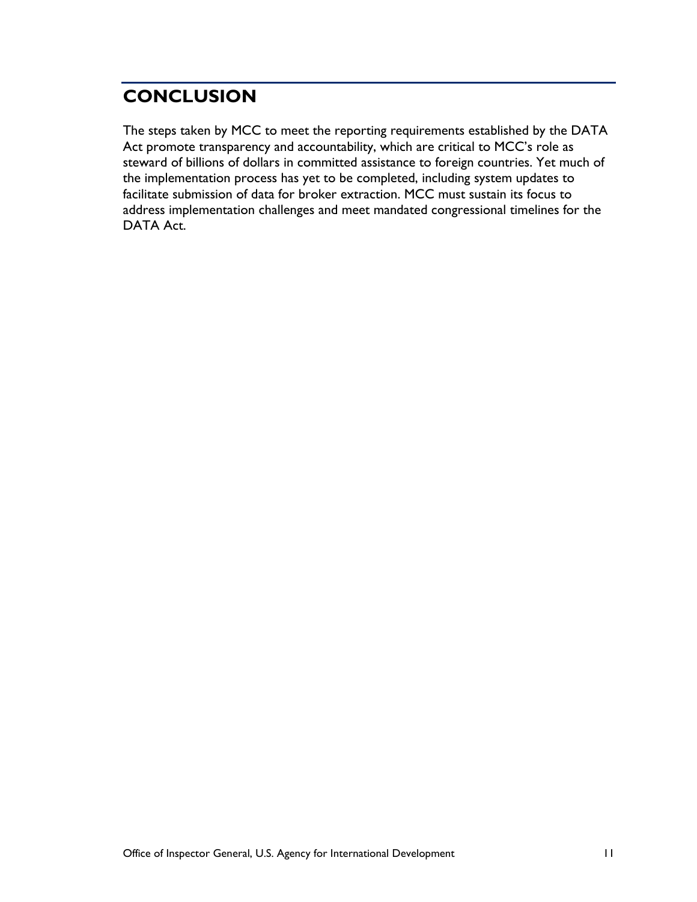## CONCLUSION

The steps taken by MCC to meet the reporting requirements established by the DATA Act promote transparency and accountability, which are critical to MCC's role as steward of billions of dollars in committed assistance to foreign countries. Yet much of the implementation process has yet to be completed, including system updates to facilitate submission of data for broker extraction. MCC must sustain its focus to address implementation challenges and meet mandated congressional timelines for the DATA Act.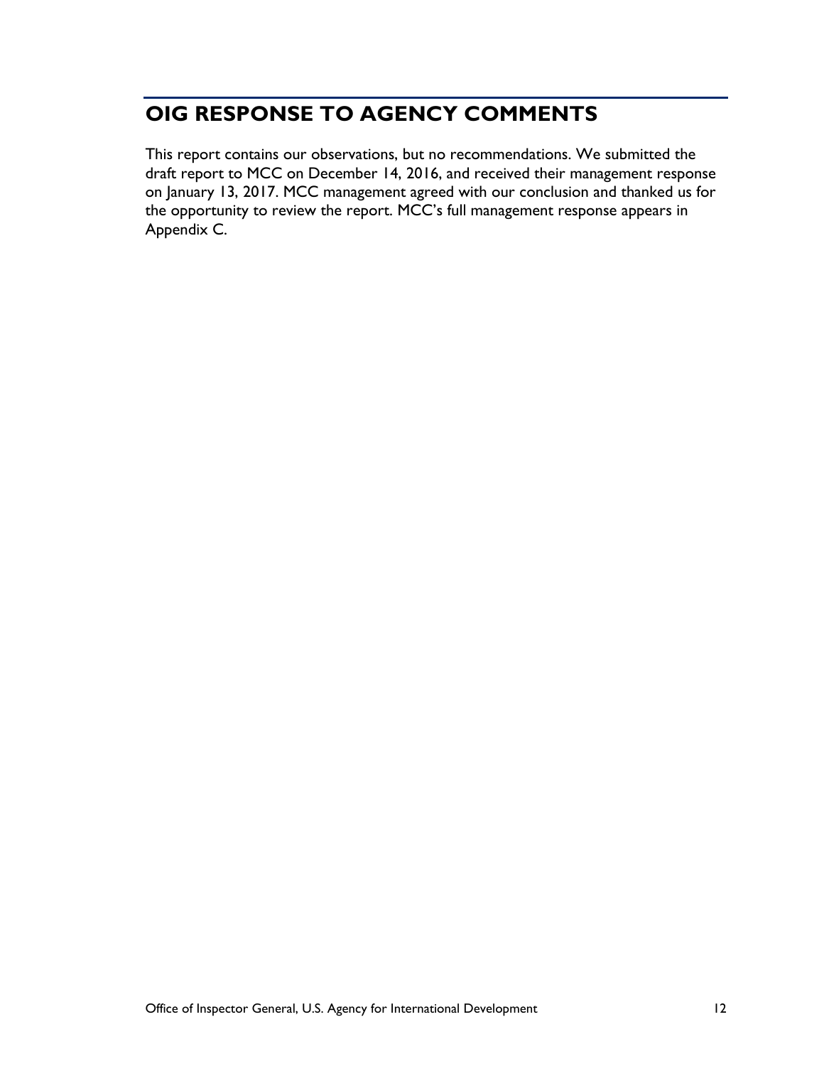# OIG RESPONSE TO AGENCY COMMENTS

This report contains our observations, but no recommendations. We submitted the draft report to MCC on December 14, 2016, and received their management response on January 13, 2017. MCC management agreed with our conclusion and thanked us for the opportunity to review the report. MCC's full management response appears in Appendix C.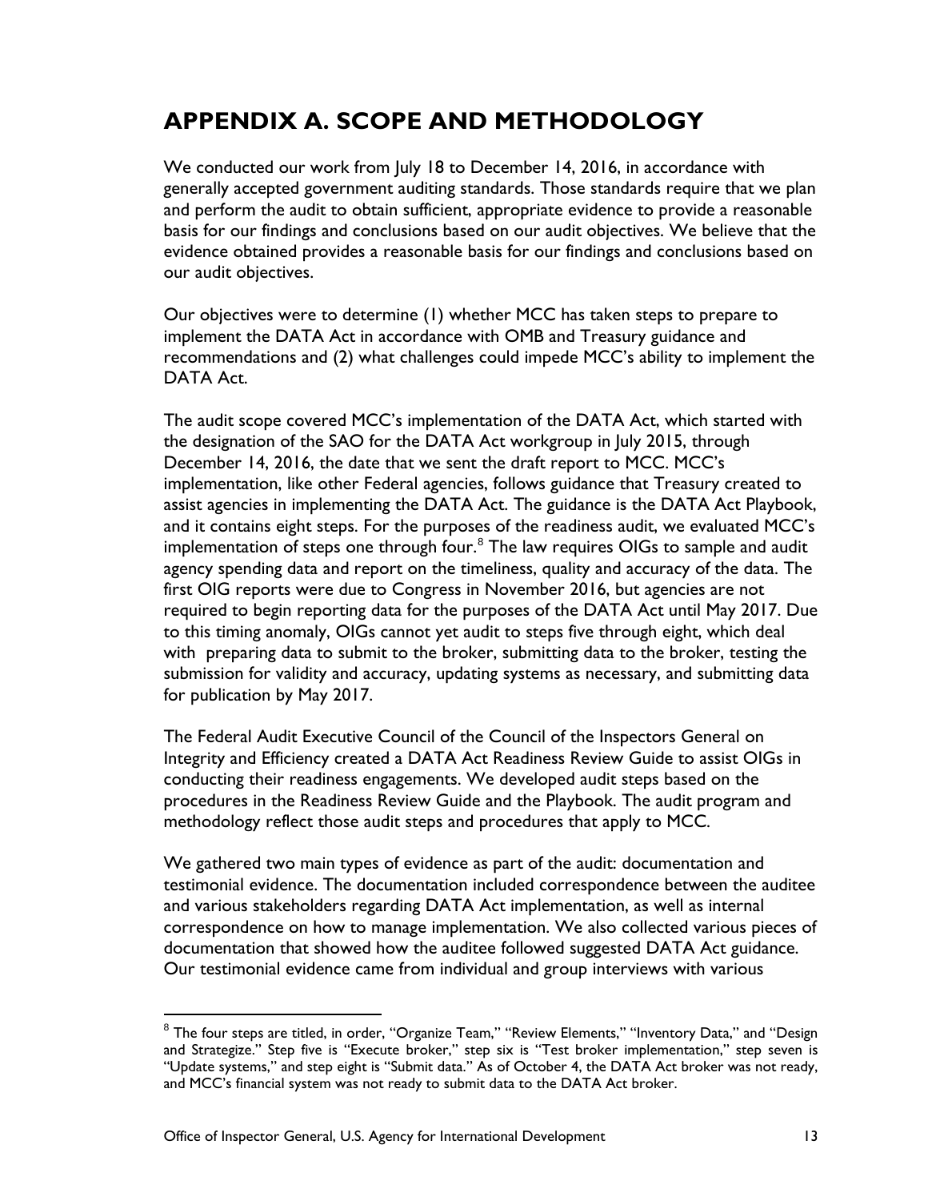# APPENDIX A. SCOPE AND METHODOLOGY

We conducted our work from July 18 to December 14, 2016, in accordance with generally accepted government auditing standards. Those standards require that we plan and perform the audit to obtain sufficient, appropriate evidence to provide a reasonable basis for our findings and conclusions based on our audit objectives. We believe that the evidence obtained provides a reasonable basis for our findings and conclusions based on our audit objectives.

Our objectives were to determine (1) whether MCC has taken steps to prepare to implement the DATA Act in accordance with OMB and Treasury guidance and recommendations and (2) what challenges could impede MCC's ability to implement the DATA Act.

The audit scope covered MCC's implementation of the DATA Act, which started with the designation of the SAO for the DATA Act workgroup in July 2015, through December 14, 2016, the date that we sent the draft report to MCC. MCC's implementation, like other Federal agencies, follows guidance that Treasury created to assist agencies in implementing the DATA Act. The guidance is the DATA Act Playbook, and it contains eight steps. For the purposes of the readiness audit, we evaluated MCC's implementation of steps one through four.[8] The law requires OIGs to sample and audit agency spending data and report on the timeliness, quality and accuracy of the data. The first OIG reports were due to Congress in November 2016, but agencies are not required to begin reporting data for the purposes of the DATA Act until May 2017. Due to this timing anomaly, OIGs cannot yet audit to steps five through eight, which deal with preparing data to submit to the broker, submitting data to the broker, testing the submission for validity and accuracy, updating systems as necessary, and submitting data for publication by May 2017.

The Federal Audit Executive Council of the Council of the Inspectors General on Integrity and Efficiency created a DATA Act Readiness Review Guide to assist OIGs in conducting their readiness engagements. We developed audit steps based on the procedures in the Readiness Review Guide and the Playbook. The audit program and methodology reflect those audit steps and procedures that apply to MCC.

We gathered two main types of evidence as part of the audit: documentation and testimonial evidence. The documentation included correspondence between the auditee and various stakeholders regarding DATA Act implementation, as well as internal correspondence on how to manage implementation. We also collected various pieces of documentation that showed how the auditee followed suggested DATA Act guidance. Our testimonial evidence came from individual and group interviews with various

[8] The four steps are titled, in order, "Organize Team," "Review Elements," "Inventory Data," and "Design and Strategize." Step five is "Execute broker," step six is "Test broker implementation," step seven is "Update systems," and step eight is "Submit data." As of October 4, the DATA Act broker was not ready, and MCC's financial system was not ready to submit data to the DATA Act broker.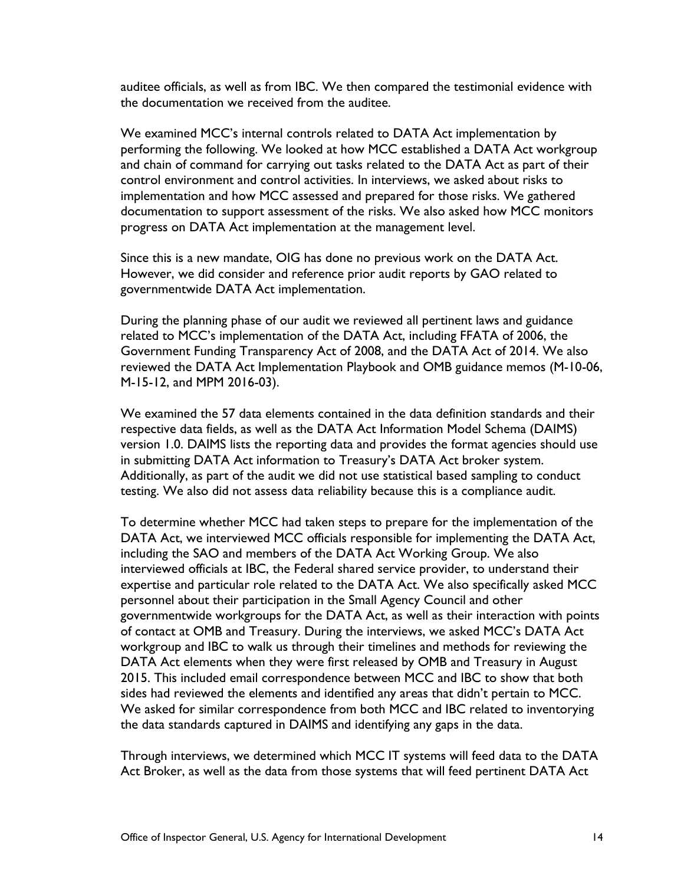auditee officials, as well as from IBC. We then compared the testimonial evidence with the documentation we received from the auditee.

We examined MCC's internal controls related to DATA Act implementation by performing the following. We looked at how MCC established a DATA Act workgroup and chain of command for carrying out tasks related to the DATA Act as part of their control environment and control activities. In interviews, we asked about risks to implementation and how MCC assessed and prepared for those risks. We gathered documentation to support assessment of the risks. We also asked how MCC monitors progress on DATA Act implementation at the management level.

Since this is a new mandate, OIG has done no previous work on the DATA Act. However, we did consider and reference prior audit reports by GAO related to governmentwide DATA Act implementation.

During the planning phase of our audit we reviewed all pertinent laws and guidance related to MCC's implementation of the DATA Act, including FFATA of 2006, the Government Funding Transparency Act of 2008, and the DATA Act of 2014. We also reviewed the DATA Act Implementation Playbook and OMB guidance memos (M-10-06, M-15-12, and MPM 2016-03).

We examined the 57 data elements contained in the data definition standards and their respective data fields, as well as the DATA Act Information Model Schema (DAIMS) version 1.0. DAIMS lists the reporting data and provides the format agencies should use in submitting DATA Act information to Treasury's DATA Act broker system. Additionally, as part of the audit we did not use statistical based sampling to conduct testing. We also did not assess data reliability because this is a compliance audit.

To determine whether MCC had taken steps to prepare for the implementation of the DATA Act, we interviewed MCC officials responsible for implementing the DATA Act, including the SAO and members of the DATA Act Working Group. We also interviewed officials at IBC, the Federal shared service provider, to understand their expertise and particular role related to the DATA Act. We also specifically asked MCC personnel about their participation in the Small Agency Council and other governmentwide workgroups for the DATA Act, as well as their interaction with points of contact at OMB and Treasury. During the interviews, we asked MCC's DATA Act workgroup and IBC to walk us through their timelines and methods for reviewing the DATA Act elements when they were first released by OMB and Treasury in August 2015. This included email correspondence between MCC and IBC to show that both sides had reviewed the elements and identified any areas that didn't pertain to MCC. We asked for similar correspondence from both MCC and IBC related to inventorying the data standards captured in DAIMS and identifying any gaps in the data.

Through interviews, we determined which MCC IT systems will feed data to the DATA Act Broker, as well as the data from those systems that will feed pertinent DATA Act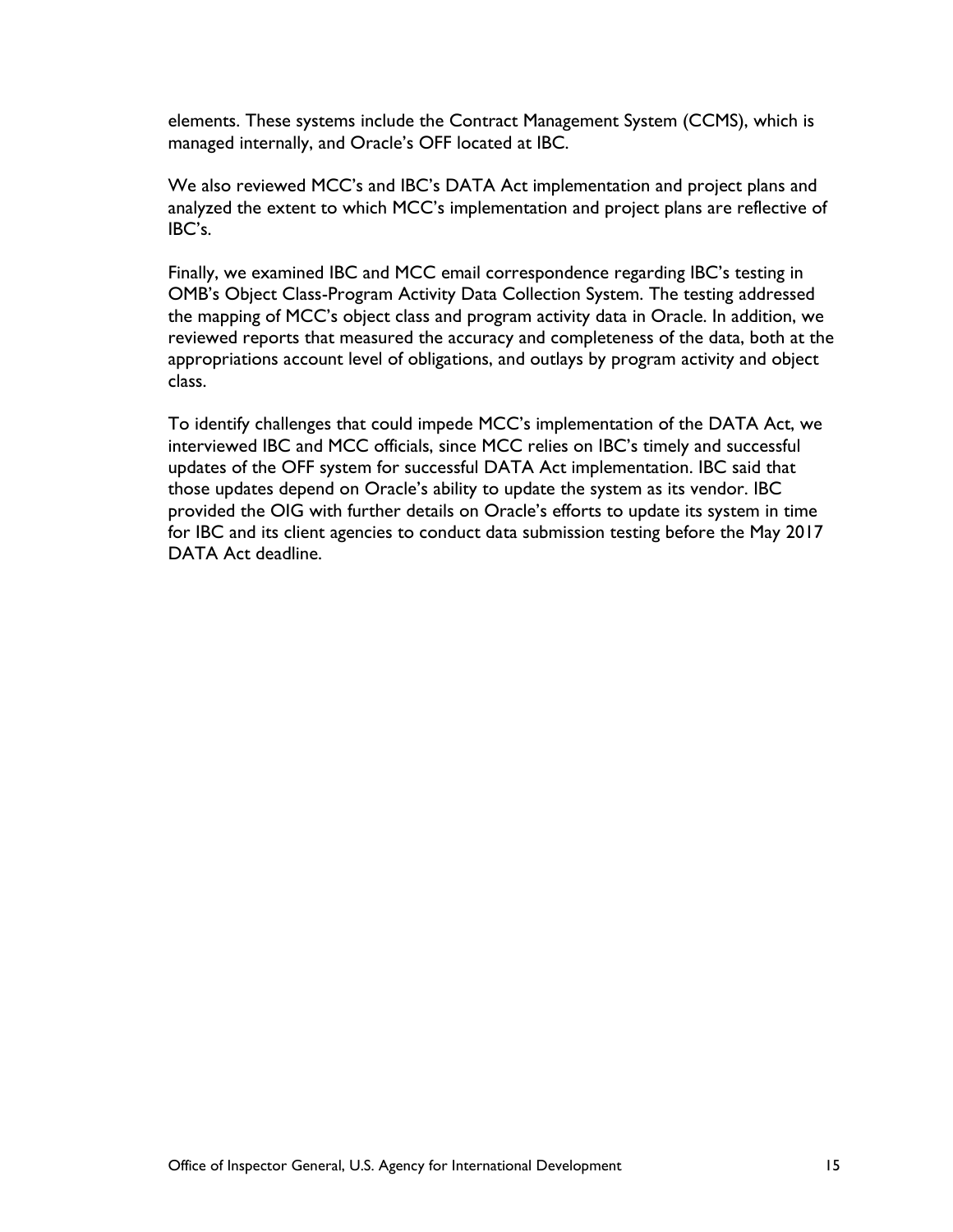elements. These systems include the Contract Management System (CCMS), which is managed internally, and Oracle's OFF located at IBC.

We also reviewed MCC's and IBC's DATA Act implementation and project plans and analyzed the extent to which MCC's implementation and project plans are reflective of IBC's.

Finally, we examined IBC and MCC email correspondence regarding IBC's testing in OMB's Object Class-Program Activity Data Collection System. The testing addressed the mapping of MCC's object class and program activity data in Oracle. In addition, we reviewed reports that measured the accuracy and completeness of the data, both at the appropriations account level of obligations, and outlays by program activity and object class.

To identify challenges that could impede MCC's implementation of the DATA Act, we interviewed IBC and MCC officials, since MCC relies on IBC's timely and successful updates of the OFF system for successful DATA Act implementation. IBC said that those updates depend on Oracle's ability to update the system as its vendor. IBC provided the OIG with further details on Oracle's efforts to update its system in time for IBC and its client agencies to conduct data submission testing before the May 2017 DATA Act deadline.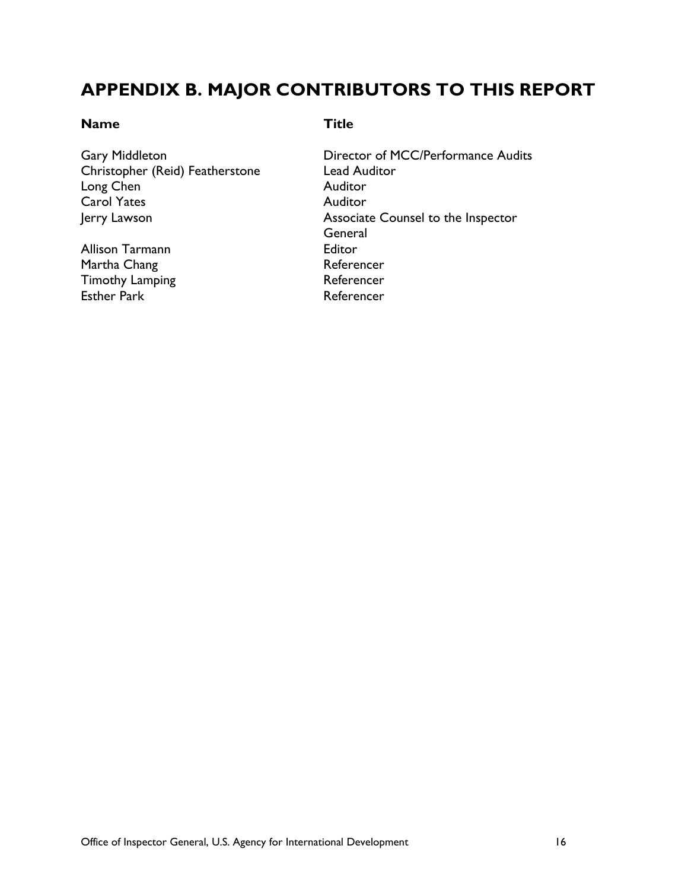## APPENDIX B. MAJOR CONTRIBUTORS TO THIS REPORT

| Name | Title |
| --- | --- |
| Gary Middleton | Director of MCC/Performance Audits |
| Christopher (Reid) Featherstone | Lead Auditor |
| Long Chen | Auditor |
| Carol Yates | Auditor |
| Jerry Lawson | Associate Counsel to the Inspector General |
| Allison Tarmann | Editor |
| Martha Chang | Referencer |
| Timothy Lamping | Referencer |
| Esther Park | Referencer |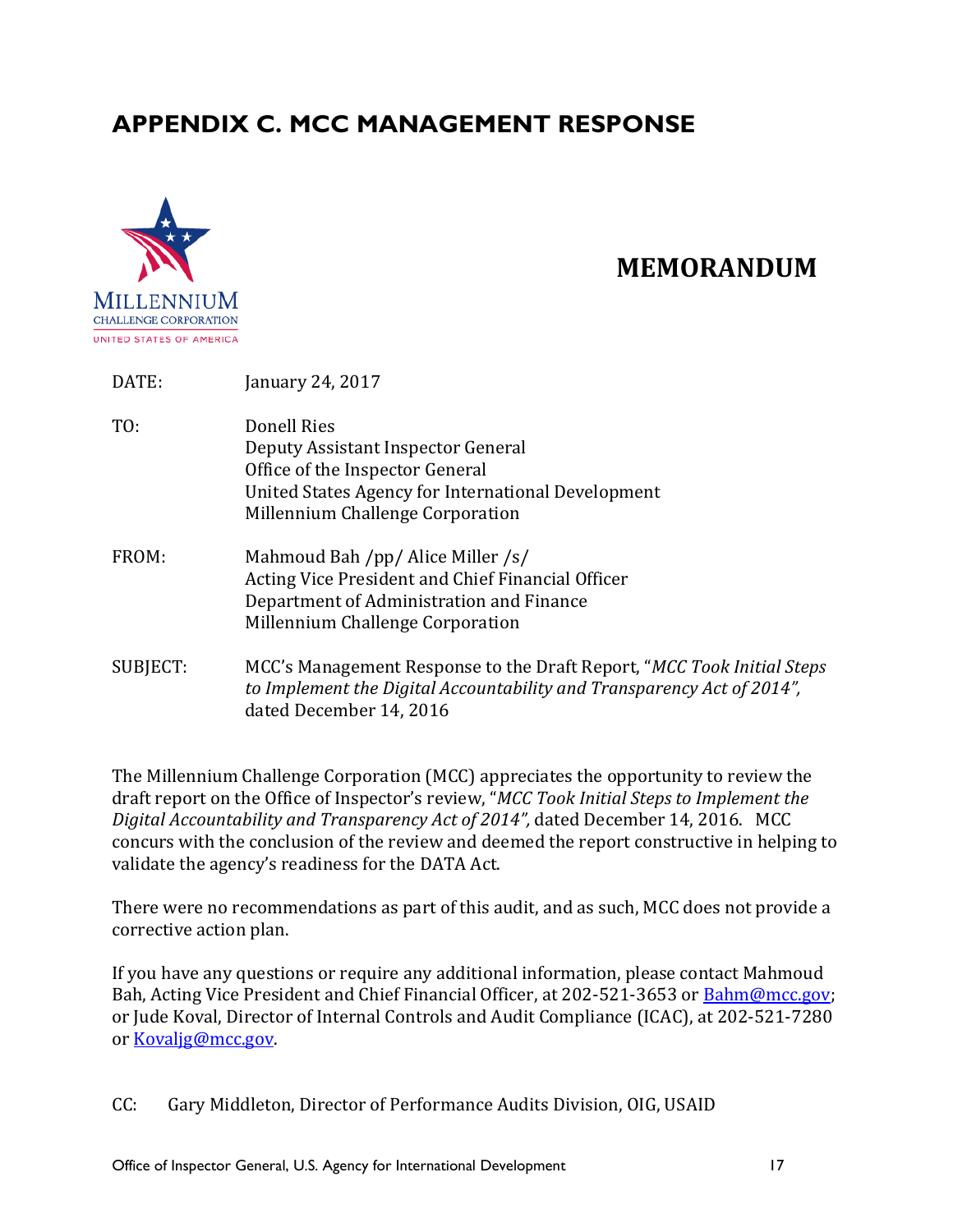# APPENDIX C. MCC MANAGEMENT RESPONSE

MILLENNIUM
CHALLENGE CORPORATION
UNITED STATES OF AMERICA

## MEMORANDUM

DATE: January 24, 2017

TO: Donell Ries
Deputy Assistant Inspector General
Office of the Inspector General
United States Agency for International Development
Millennium Challenge Corporation

FROM: Mahmoud Bah /pp/ Alice Miller /s/
Acting Vice President and Chief Financial Officer
Department of Administration and Finance
Millennium Challenge Corporation

SUBJECT: MCC's Management Response to the Draft Report, "*MCC Took Initial Steps to Implement the Digital Accountability and Transparency Act of 2014*", dated December 14, 2016

The Millennium Challenge Corporation (MCC) appreciates the opportunity to review the draft report on the Office of Inspector's review, "*MCC Took Initial Steps to Implement the Digital Accountability and Transparency Act of 2014*", dated December 14, 2016. MCC concurs with the conclusion of the review and deemed the report constructive in helping to validate the agency's readiness for the DATA Act.

There were no recommendations as part of this audit, and as such, MCC does not provide a corrective action plan.

If you have any questions or require any additional information, please contact Mahmoud Bah, Acting Vice President and Chief Financial Officer, at 202-521-3653 or Bahm@mcc.gov; or Jude Koval, Director of Internal Controls and Audit Compliance (ICAC), at 202-521-7280 or Kovaljg@mcc.gov.

CC: Gary Middleton, Director of Performance Audits Division, OIG, USAID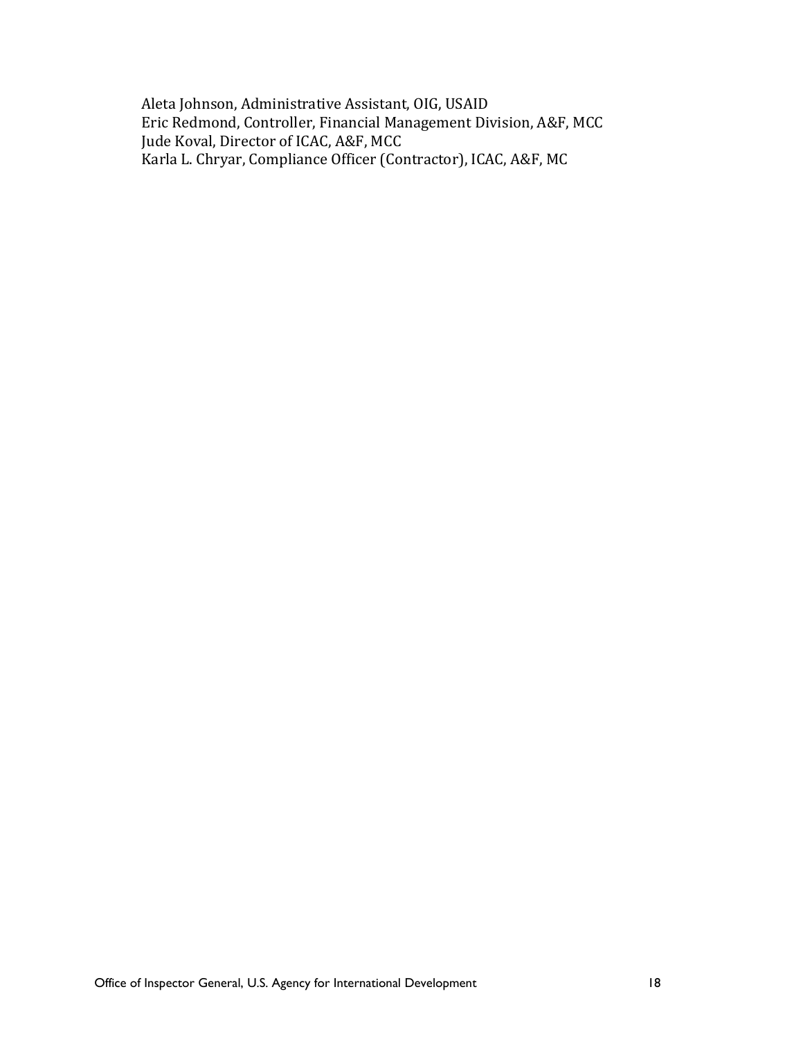Aleta Johnson, Administrative Assistant, OIG, USAID
Eric Redmond, Controller, Financial Management Division, A&F, MCC
Jude Koval, Director of ICAC, A&F, MCC
Karla L. Chryar, Compliance Officer (Contractor), ICAC, A&F, MC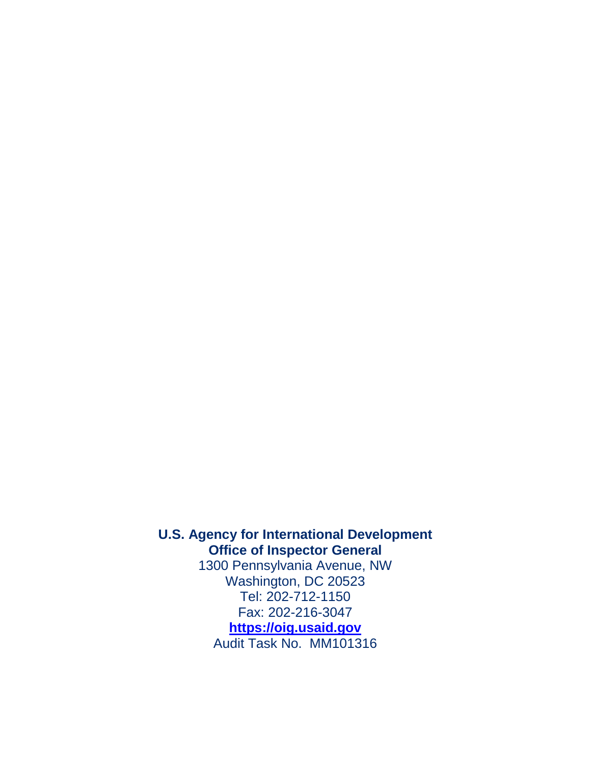**U.S. Agency for International Development**
**Office of Inspector General**
1300 Pennsylvania Avenue, NW
Washington, DC 20523
Tel: 202-712-1150
Fax: 202-216-3047
**https://oig.usaid.gov**
Audit Task No. MM101316